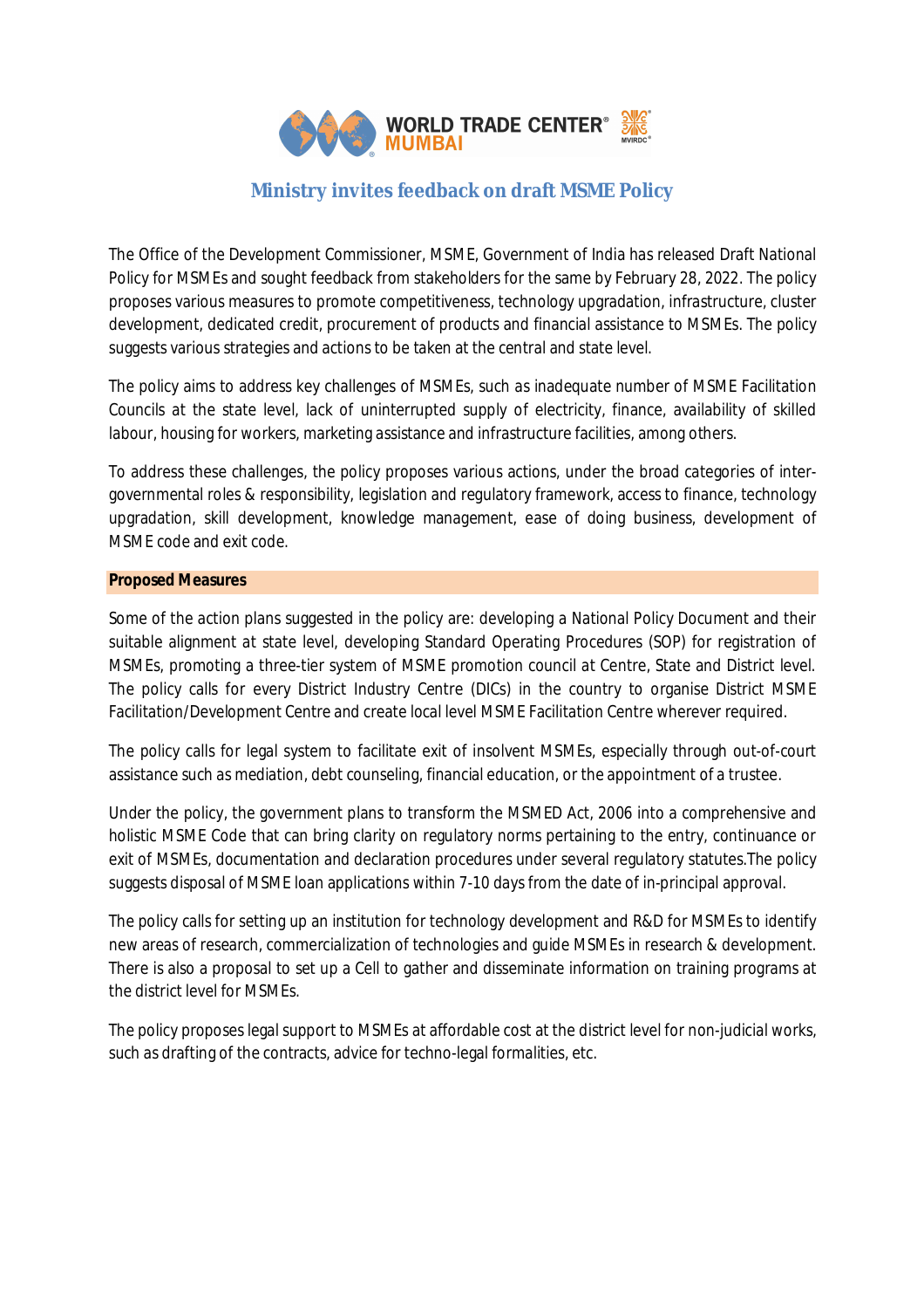# Ministry invites feedback on draft MSME Policy

The Office of the Development Commissioner, MSME, Government of India has released Draft National Policy for MSMEs and sought feedback from stakeholders for the same by February 28, 2022. The policy proposes various measures to promote competitiveness, technology upgradation, infrastructure, cluster development, dedicated credit, procurement of products and financial assistance to MSMEs. The policy suggests various strategies and actions to be taken at the central and state level.

The policy aims to address key challenges of MSMEs, such as inadequate number of MSME Facilitation Councils at the state level, lack of uninterrupted supply of electricity, finance, availability of skilled labour, housing for workers, marketing assistance and infrastructure facilities, among others.

To address these challenges, the policy proposes various actions, under the broad categories of inter-governmental roles & responsibility, legislation and regulatory framework, access to finance, technology upgradation, skill development, knowledge management, ease of doing business, development of MSME code and exit code.

## Proposed Measures

Some of the action plans suggested in the policy are: developing a National Policy Document and their suitable alignment at state level, developing Standard Operating Procedures (SOP) for registration of MSMEs, promoting a three-tier system of MSME promotion council at Centre, State and District level. The policy calls for every District Industry Centre (DICs) in the country to organise District MSME Facilitation/Development Centre and create local level MSME Facilitation Centre wherever required.

The policy calls for legal system to facilitate exit of insolvent MSMEs, especially through out-of-court assistance such as mediation, debt counseling, financial education, or the appointment of a trustee.

Under the policy, the government plans to transform the MSMED Act, 2006 into a comprehensive and holistic MSME Code that can bring clarity on regulatory norms pertaining to the entry, continuance or exit of MSMEs, documentation and declaration procedures under several regulatory statutes.The policy suggests disposal of MSME loan applications within 7-10 days from the date of in-principal approval.

The policy calls for setting up an institution for technology development and R&D for MSMEs to identify new areas of research, commercialization of technologies and guide MSMEs in research & development. There is also a proposal to set up a Cell to gather and disseminate information on training programs at the district level for MSMEs.

The policy proposes legal support to MSMEs at affordable cost at the district level for non-judicial works, such as drafting of the contracts, advice for techno-legal formalities, etc.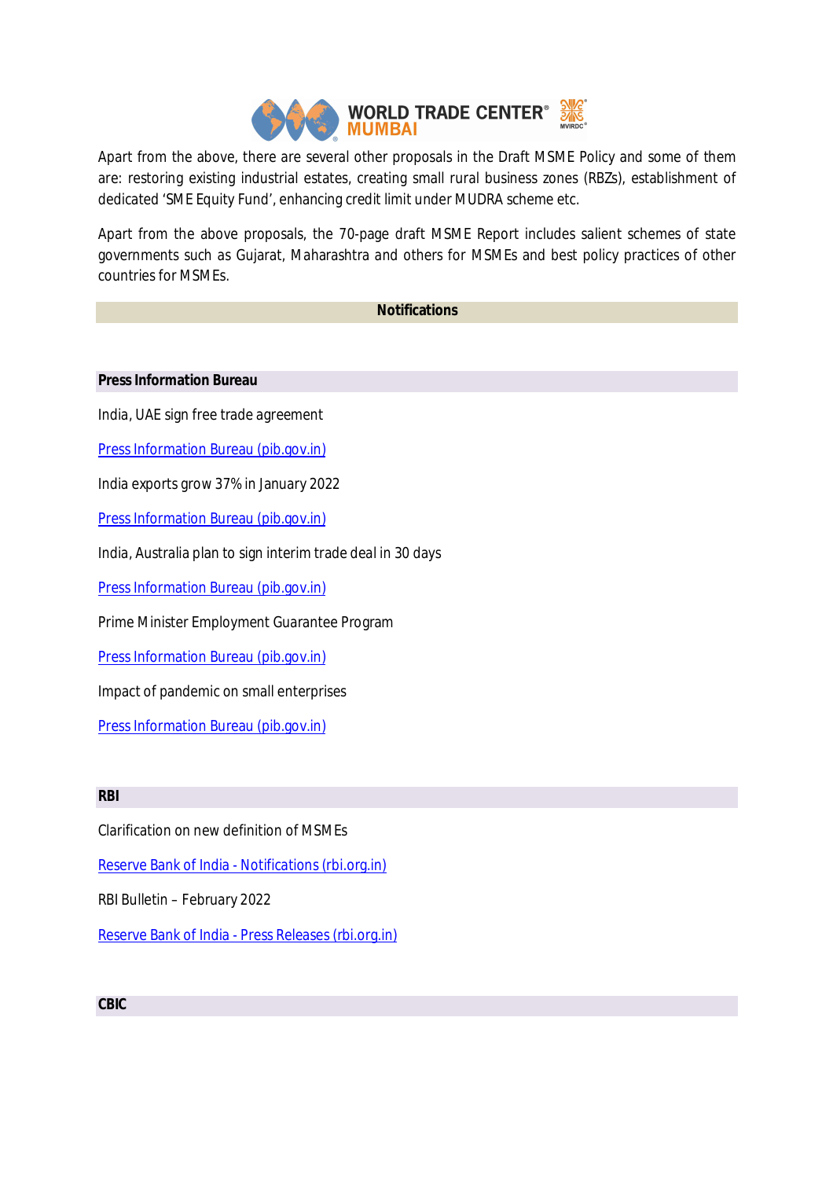Apart from the above, there are several other proposals in the Draft MSME Policy and some of them are: restoring existing industrial estates, creating small rural business zones (RBZs), establishment of dedicated 'SME Equity Fund', enhancing credit limit under MUDRA scheme etc.

Apart from the above proposals, the 70-page draft MSME Report includes salient schemes of state governments such as Gujarat, Maharashtra and others for MSMEs and best policy practices of other countries for MSMEs.

## Notifications

### Press Information Bureau

India, UAE sign free trade agreement

Press Information Bureau (pib.gov.in)

India exports grow 37% in January 2022

Press Information Bureau (pib.gov.in)

India, Australia plan to sign interim trade deal in 30 days

Press Information Bureau (pib.gov.in)

Prime Minister Employment Guarantee Program

Press Information Bureau (pib.gov.in)

Impact of pandemic on small enterprises

Press Information Bureau (pib.gov.in)

### RBI

Clarification on new definition of MSMEs

Reserve Bank of India - Notifications (rbi.org.in)

RBI Bulletin – February 2022

Reserve Bank of India - Press Releases (rbi.org.in)

### CBIC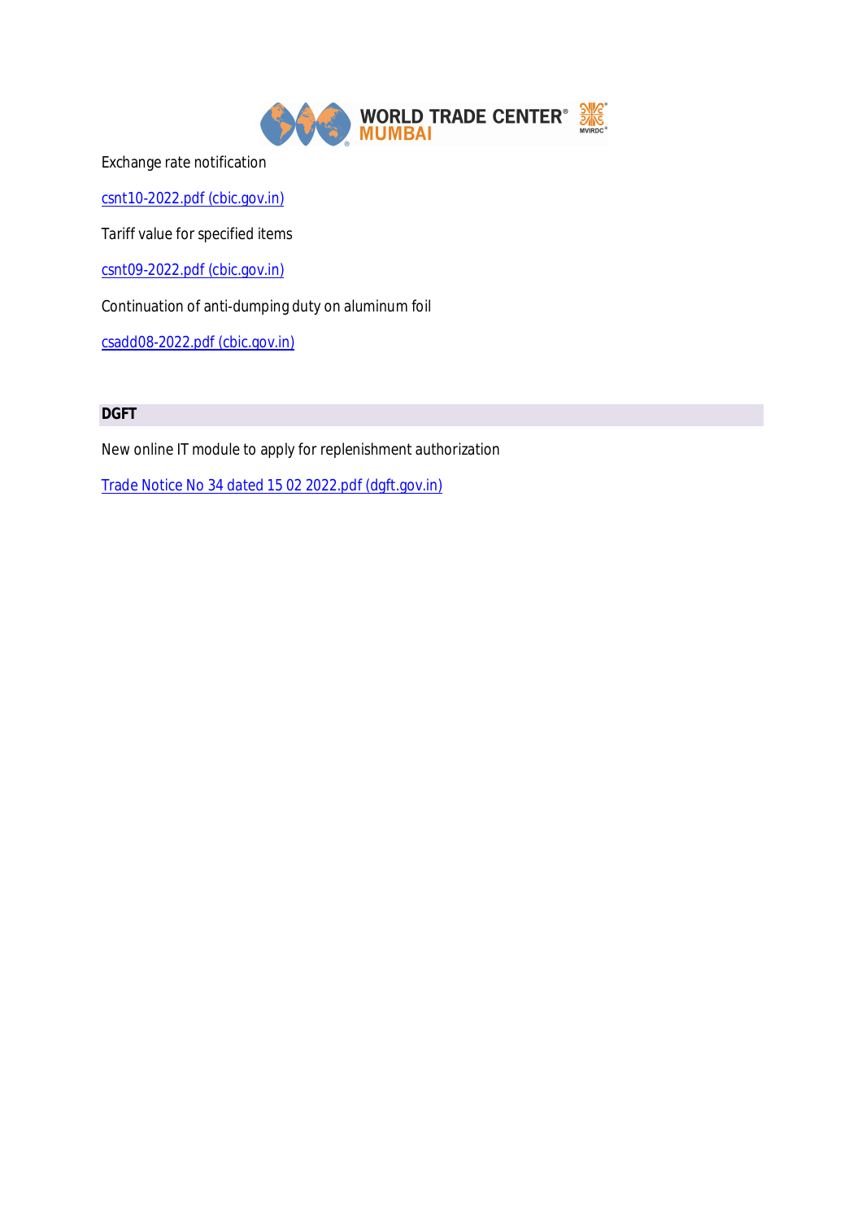Exchange rate notification

csnt10-2022.pdf (cbic.gov.in)

Tariff value for specified items

csnt09-2022.pdf (cbic.gov.in)

Continuation of anti-dumping duty on aluminum foil

csadd08-2022.pdf (cbic.gov.in)

## DGFT

New online IT module to apply for replenishment authorization

Trade Notice No 34 dated 15 02 2022.pdf (dgft.gov.in)